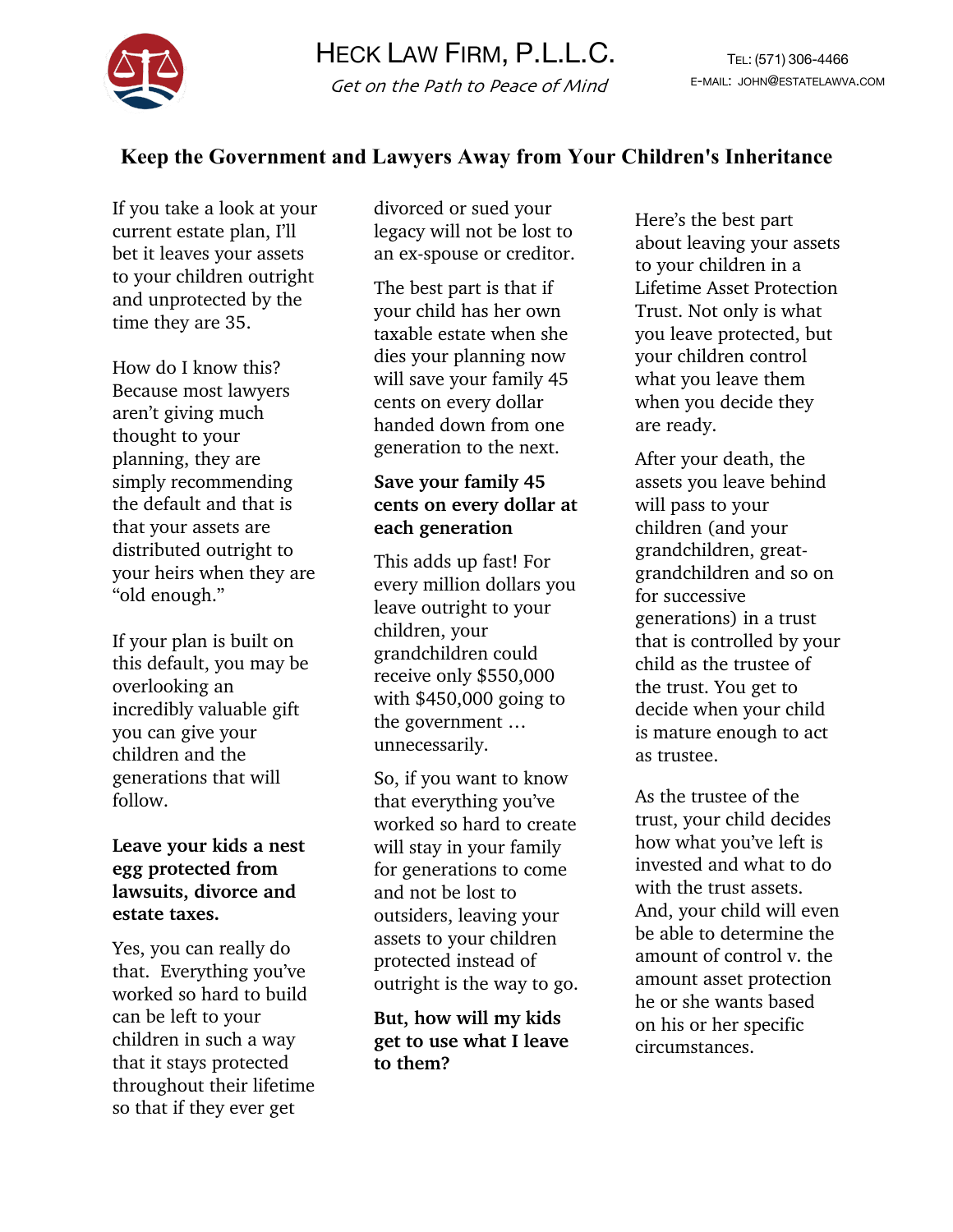# HECK LAW FIRM, P.L.L.C.

*Get on the Path to Peace of Mind*

TEL: (571) 306-4466
E-MAIL: JOHN@ESTATELAWVA.COM

## Keep the Government and Lawyers Away from Your Children's Inheritance

If you take a look at your current estate plan, I'll bet it leaves your assets to your children outright and unprotected by the time they are 35.

How do I know this? Because most lawyers aren't giving much thought to your planning, they are simply recommending the default and that is that your assets are distributed outright to your heirs when they are "old enough."

If your plan is built on this default, you may be overlooking an incredibly valuable gift you can give your children and the generations that will follow.

**Leave your kids a nest egg protected from lawsuits, divorce and estate taxes.**

Yes, you can really do that. Everything you've worked so hard to build can be left to your children in such a way that it stays protected throughout their lifetime so that if they ever get divorced or sued your legacy will not be lost to an ex-spouse or creditor.

The best part is that if your child has her own taxable estate when she dies your planning now will save your family 45 cents on every dollar handed down from one generation to the next.

**Save your family 45 cents on every dollar at each generation**

This adds up fast! For every million dollars you leave outright to your children, your grandchildren could receive only $550,000 with $450,000 going to the government … unnecessarily.

So, if you want to know that everything you've worked so hard to create will stay in your family for generations to come and not be lost to outsiders, leaving your assets to your children protected instead of outright is the way to go.

**But, how will my kids get to use what I leave to them?**

Here's the best part about leaving your assets to your children in a Lifetime Asset Protection Trust. Not only is what you leave protected, but your children control what you leave them when you decide they are ready.

After your death, the assets you leave behind will pass to your children (and your grandchildren, great-grandchildren and so on for successive generations) in a trust that is controlled by your child as the trustee of the trust. You get to decide when your child is mature enough to act as trustee.

As the trustee of the trust, your child decides how what you've left is invested and what to do with the trust assets. And, your child will even be able to determine the amount of control v. the amount asset protection he or she wants based on his or her specific circumstances.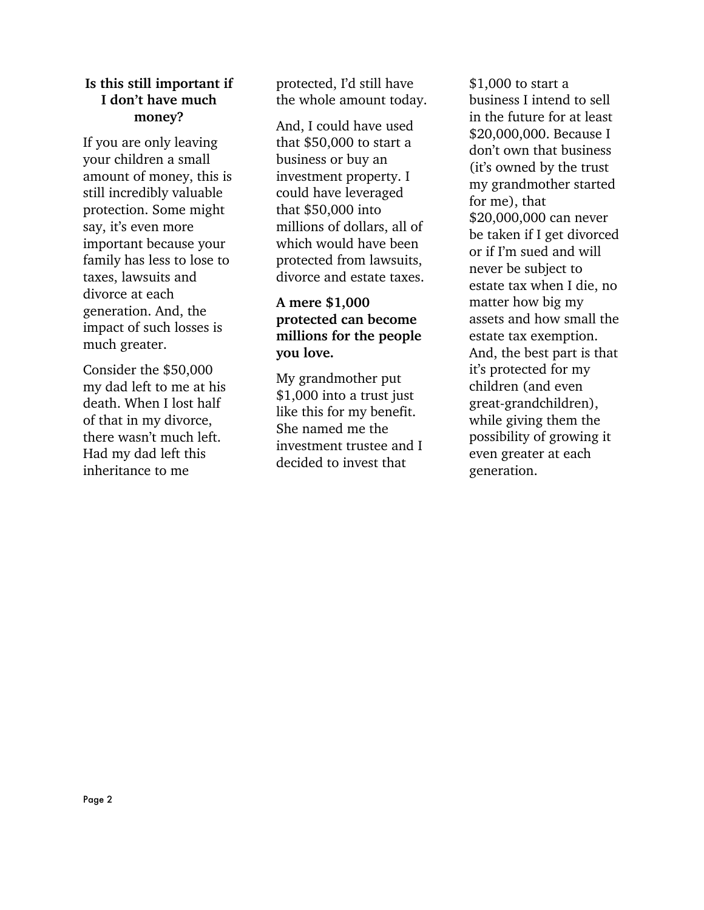### Is this still important if I don't have much money?

If you are only leaving your children a small amount of money, this is still incredibly valuable protection. Some might say, it's even more important because your family has less to lose to taxes, lawsuits and divorce at each generation. And, the impact of such losses is much greater.

Consider the $50,000 my dad left to me at his death. When I lost half of that in my divorce, there wasn't much left. Had my dad left this inheritance to me protected, I'd still have the whole amount today.

And, I could have used that $50,000 to start a business or buy an investment property. I could have leveraged that $50,000 into millions of dollars, all of which would have been protected from lawsuits, divorce and estate taxes.

**A mere $1,000 protected can become millions for the people you love.**

My grandmother put $1,000 into a trust just like this for my benefit. She named me the investment trustee and I decided to invest that $1,000 to start a business I intend to sell in the future for at least $20,000,000. Because I don't own that business (it's owned by the trust my grandmother started for me), that $20,000,000 can never be taken if I get divorced or if I'm sued and will never be subject to estate tax when I die, no matter how big my assets and how small the estate tax exemption. And, the best part is that it's protected for my children (and even great-grandchildren), while giving them the possibility of growing it even greater at each generation.